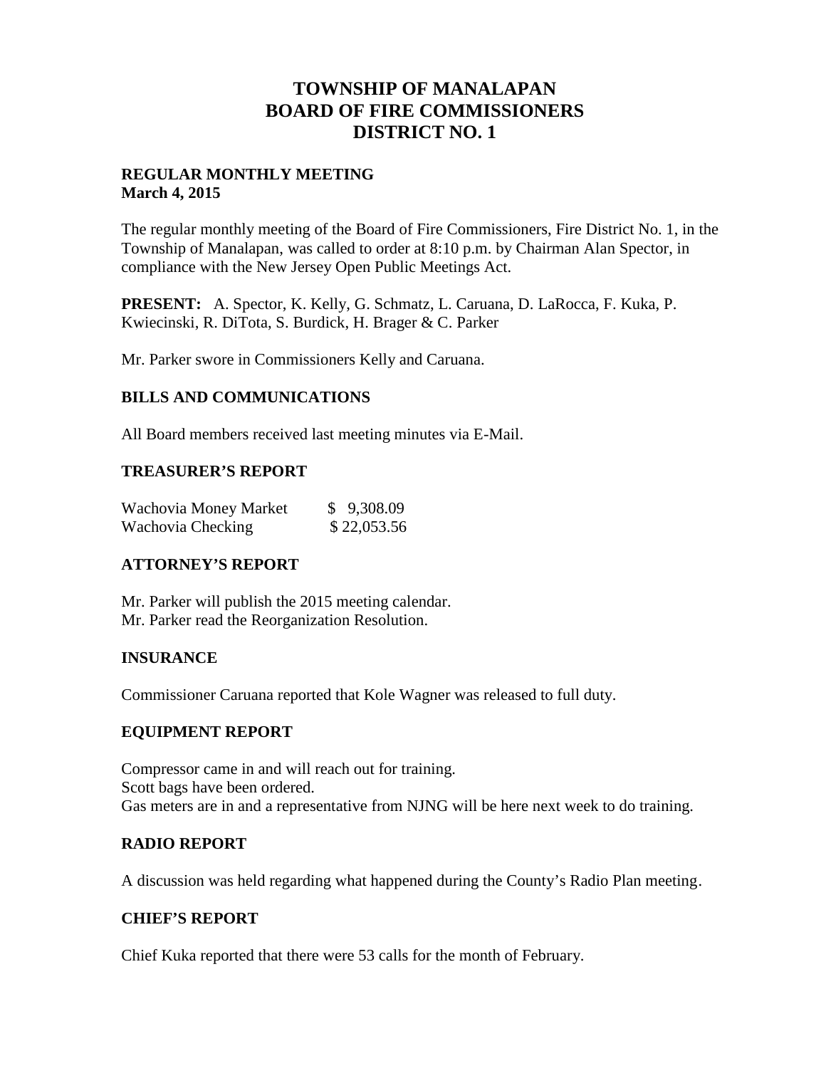# TOWNSHIP OF MANALAPAN
# BOARD OF FIRE COMMISSIONERS
# DISTRICT NO. 1

**REGULAR MONTHLY MEETING**
**March 4, 2015**

The regular monthly meeting of the Board of Fire Commissioners, Fire District No. 1, in the Township of Manalapan, was called to order at 8:10 p.m. by Chairman Alan Spector, in compliance with the New Jersey Open Public Meetings Act.

**PRESENT:** A. Spector, K. Kelly, G. Schmatz, L. Caruana, D. LaRocca, F. Kuka, P. Kwiecinski, R. DiTota, S. Burdick, H. Brager & C. Parker

Mr. Parker swore in Commissioners Kelly and Caruana.

## BILLS AND COMMUNICATIONS

All Board members received last meeting minutes via E-Mail.

## TREASURER'S REPORT

| | |
|---|---|
| Wachovia Money Market | $ 9,308.09 |
| Wachovia Checking | $ 22,053.56 |

## ATTORNEY'S REPORT

Mr. Parker will publish the 2015 meeting calendar.
Mr. Parker read the Reorganization Resolution.

## INSURANCE

Commissioner Caruana reported that Kole Wagner was released to full duty.

## EQUIPMENT REPORT

Compressor came in and will reach out for training.
Scott bags have been ordered.
Gas meters are in and a representative from NJNG will be here next week to do training.

## RADIO REPORT

A discussion was held regarding what happened during the County's Radio Plan meeting.

## CHIEF'S REPORT

Chief Kuka reported that there were 53 calls for the month of February.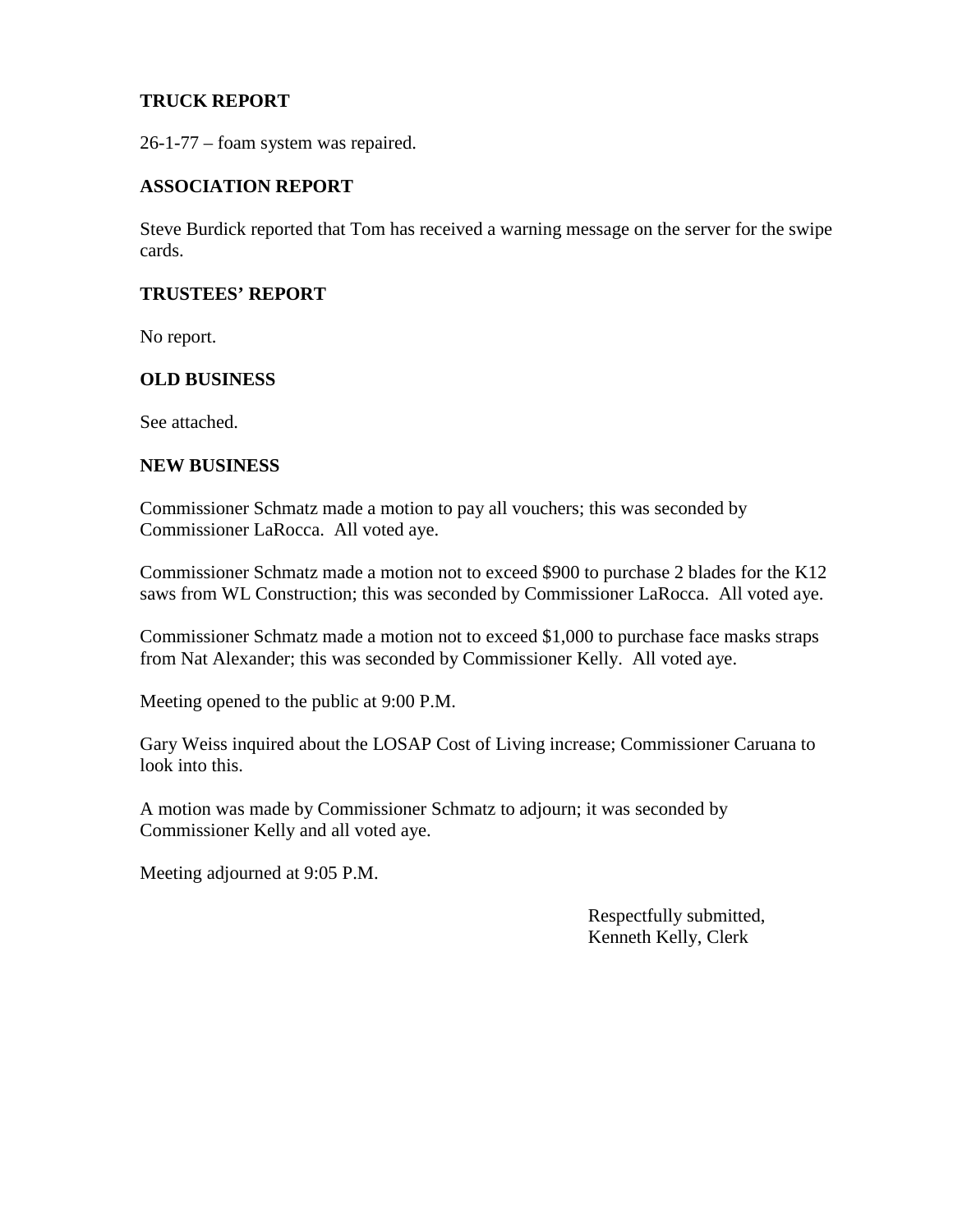## TRUCK REPORT

26-1-77 – foam system was repaired.

## ASSOCIATION REPORT

Steve Burdick reported that Tom has received a warning message on the server for the swipe cards.

## TRUSTEES' REPORT

No report.

## OLD BUSINESS

See attached.

## NEW BUSINESS

Commissioner Schmatz made a motion to pay all vouchers; this was seconded by Commissioner LaRocca. All voted aye.

Commissioner Schmatz made a motion not to exceed $900 to purchase 2 blades for the K12 saws from WL Construction; this was seconded by Commissioner LaRocca. All voted aye.

Commissioner Schmatz made a motion not to exceed $1,000 to purchase face masks straps from Nat Alexander; this was seconded by Commissioner Kelly. All voted aye.

Meeting opened to the public at 9:00 P.M.

Gary Weiss inquired about the LOSAP Cost of Living increase; Commissioner Caruana to look into this.

A motion was made by Commissioner Schmatz to adjourn; it was seconded by Commissioner Kelly and all voted aye.

Meeting adjourned at 9:05 P.M.

Respectfully submitted,
Kenneth Kelly, Clerk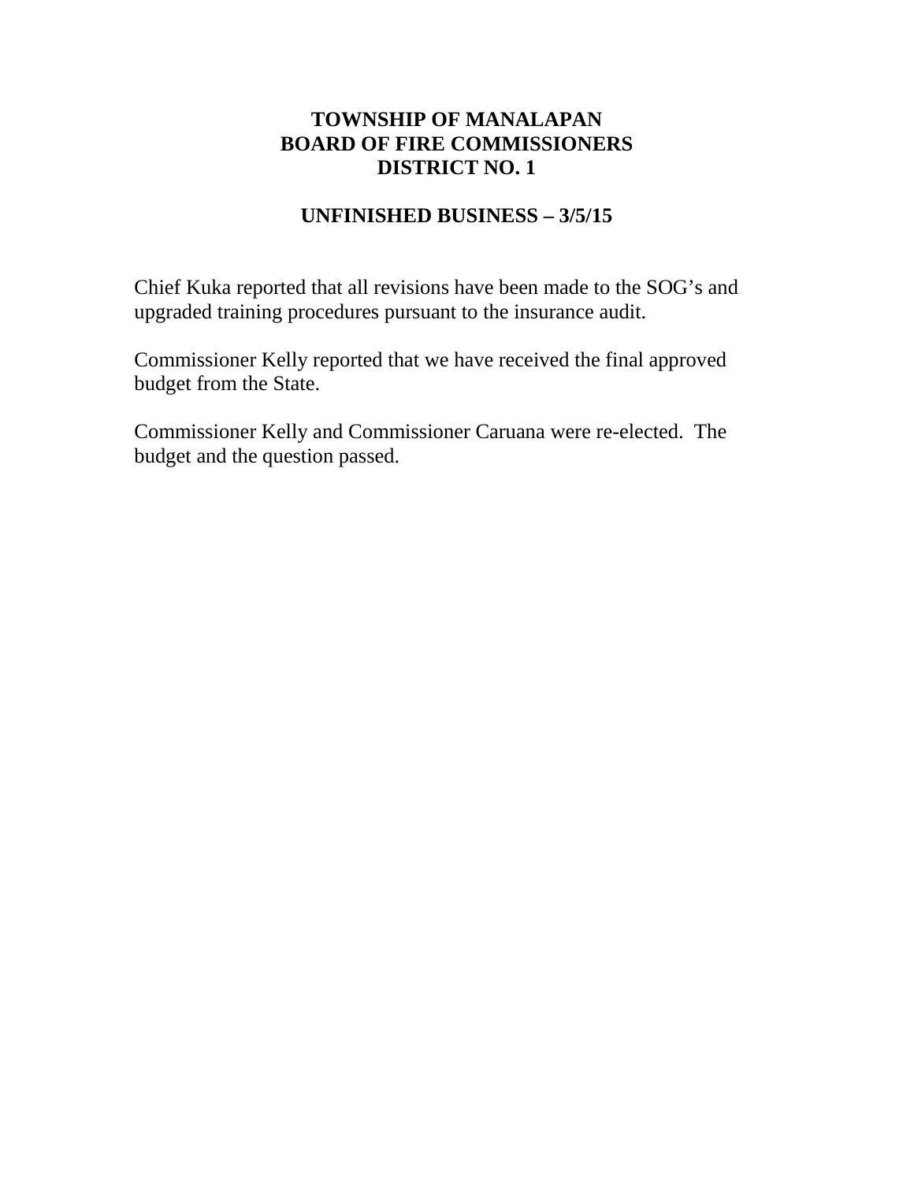**TOWNSHIP OF MANALAPAN**
**BOARD OF FIRE COMMISSIONERS**
**DISTRICT NO. 1**

**UNFINISHED BUSINESS – 3/5/15**

Chief Kuka reported that all revisions have been made to the SOG's and upgraded training procedures pursuant to the insurance audit.

Commissioner Kelly reported that we have received the final approved budget from the State.

Commissioner Kelly and Commissioner Caruana were re-elected. The budget and the question passed.